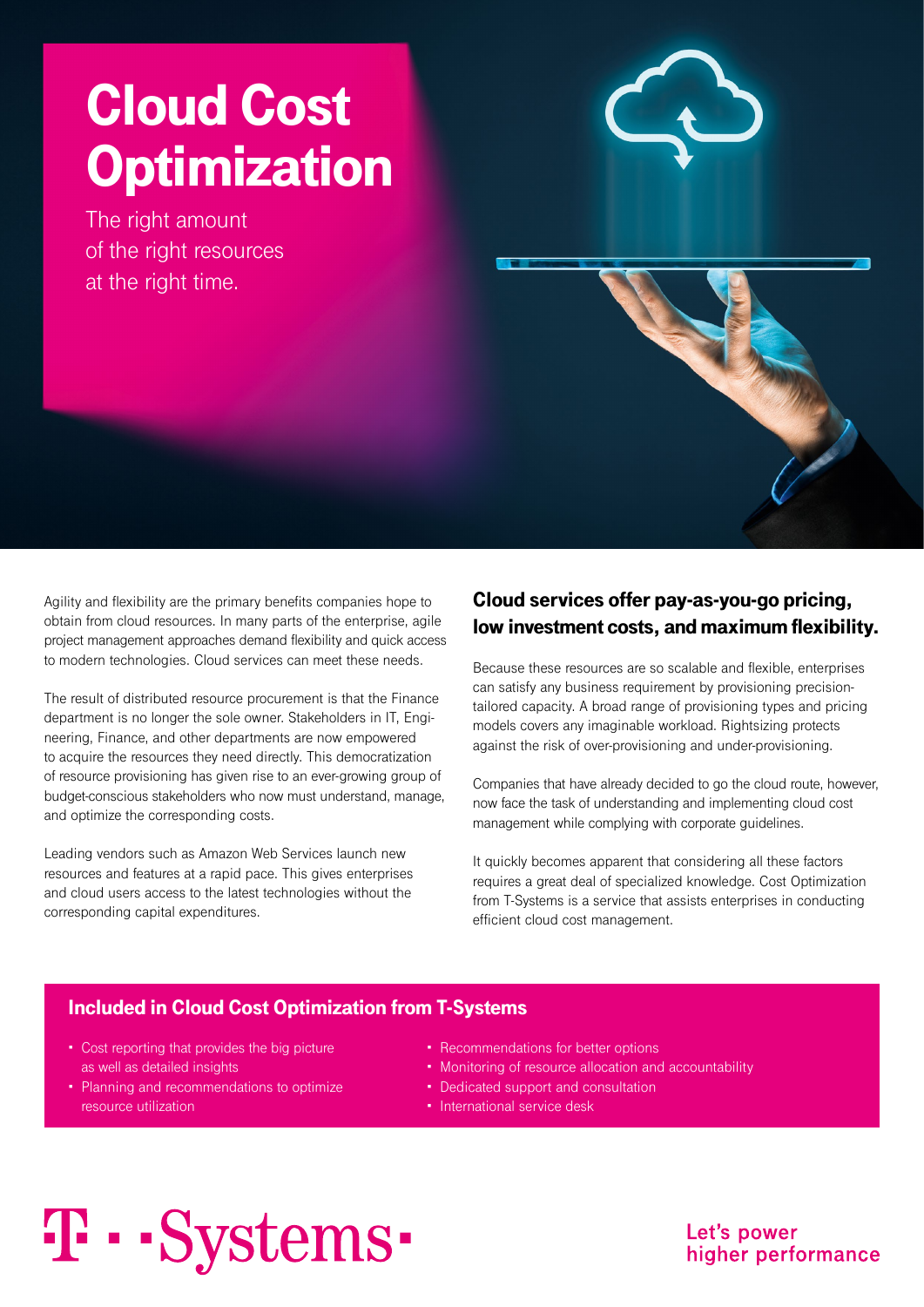# Cloud Cost Optimization

The right amount of the right resources at the right time.

Agility and flexibility are the primary benefits companies hope to obtain from cloud resources. In many parts of the enterprise, agile project management approaches demand flexibility and quick access to modern technologies. Cloud services can meet these needs.

The result of distributed resource procurement is that the Finance department is no longer the sole owner. Stakeholders in IT, Engineering, Finance, and other departments are now empowered to acquire the resources they need directly. This democratization of resource provisioning has given rise to an ever-growing group of budget-conscious stakeholders who now must understand, manage, and optimize the corresponding costs.

Leading vendors such as Amazon Web Services launch new resources and features at a rapid pace. This gives enterprises and cloud users access to the latest technologies without the corresponding capital expenditures.

## Cloud services offer pay-as-you-go pricing, low investment costs, and maximum flexibility.

Because these resources are so scalable and flexible, enterprises can satisfy any business requirement by provisioning precision-tailored capacity. A broad range of provisioning types and pricing models covers any imaginable workload. Rightsizing protects against the risk of over-provisioning and under-provisioning.

Companies that have already decided to go the cloud route, however, now face the task of understanding and implementing cloud cost management while complying with corporate guidelines.

It quickly becomes apparent that considering all these factors requires a great deal of specialized knowledge. Cost Optimization from T-Systems is a service that assists enterprises in conducting efficient cloud cost management.

## Included in Cloud Cost Optimization from T-Systems

- Cost reporting that provides the big picture as well as detailed insights
- Planning and recommendations to optimize resource utilization
- Recommendations for better options
- Monitoring of resource allocation and accountability
- Dedicated support and consultation
- International service desk

T-Systems

Let's power higher performance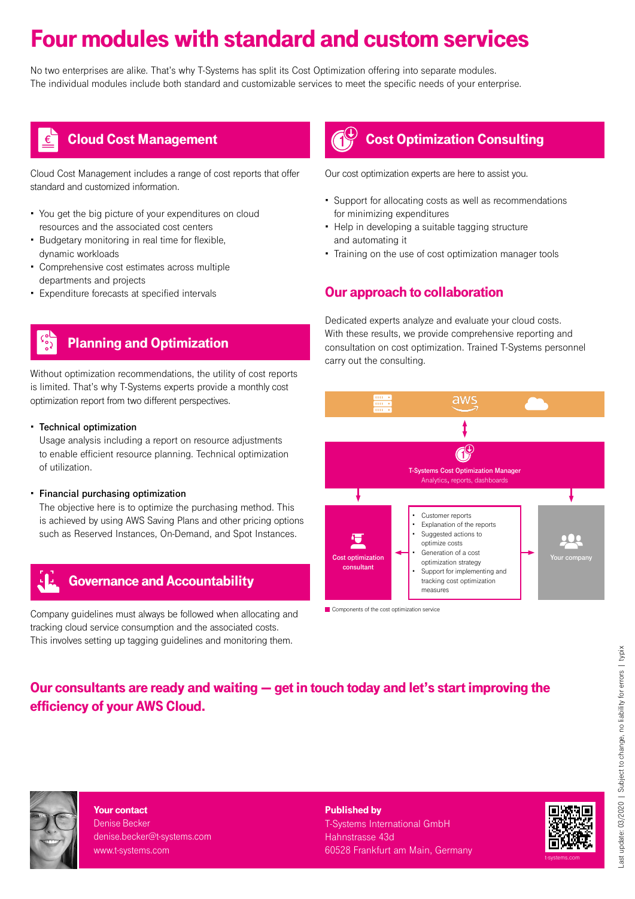# Four modules with standard and custom services

No two enterprises are alike. That's why T-Systems has split its Cost Optimization offering into separate modules. The individual modules include both standard and customizable services to meet the specific needs of your enterprise.

## Cloud Cost Management

Cloud Cost Management includes a range of cost reports that offer standard and customized information.

- You get the big picture of your expenditures on cloud resources and the associated cost centers
- Budgetary monitoring in real time for flexible, dynamic workloads
- Comprehensive cost estimates across multiple departments and projects
- Expenditure forecasts at specified intervals

## Planning and Optimization

Without optimization recommendations, the utility of cost reports is limited. That's why T-Systems experts provide a monthly cost optimization report from two different perspectives.

- **Technical optimization**
  Usage analysis including a report on resource adjustments to enable efficient resource planning. Technical optimization of utilization.

- **Financial purchasing optimization**
  The objective here is to optimize the purchasing method. This is achieved by using AWS Saving Plans and other pricing options such as Reserved Instances, On-Demand, and Spot Instances.

## Governance and Accountability

Company guidelines must always be followed when allocating and tracking cloud service consumption and the associated costs. This involves setting up tagging guidelines and monitoring them.

## Cost Optimization Consulting

Our cost optimization experts are here to assist you.

- Support for allocating costs as well as recommendations for minimizing expenditures
- Help in developing a suitable tagging structure and automating it
- Training on the use of cost optimization manager tools

## Our approach to collaboration

Dedicated experts analyze and evaluate your cloud costs. With these results, we provide comprehensive reporting and consultation on cost optimization. Trained T-Systems personnel carry out the consulting.

aws

T-Systems Cost Optimization Manager
Analytics, reports, dashboards

Cost optimization consultant

- Customer reports
- Explanation of the reports
- Suggested actions to optimize costs
- Generation of a cost optimization strategy
- Support for implementing and tracking cost optimization measures

Your company

Components of the cost optimization service

## Our consultants are ready and waiting — get in touch today and let's start improving the efficiency of your AWS Cloud.

**Your contact**
Denise Becker
denise.becker@t-systems.com
www.t-systems.com

**Published by**
T-Systems International GmbH
Hahnstrasse 43d
60528 Frankfurt am Main, Germany

t-systems.com

Last update: 03/2020 | Subject to change, no liability for errors | typix